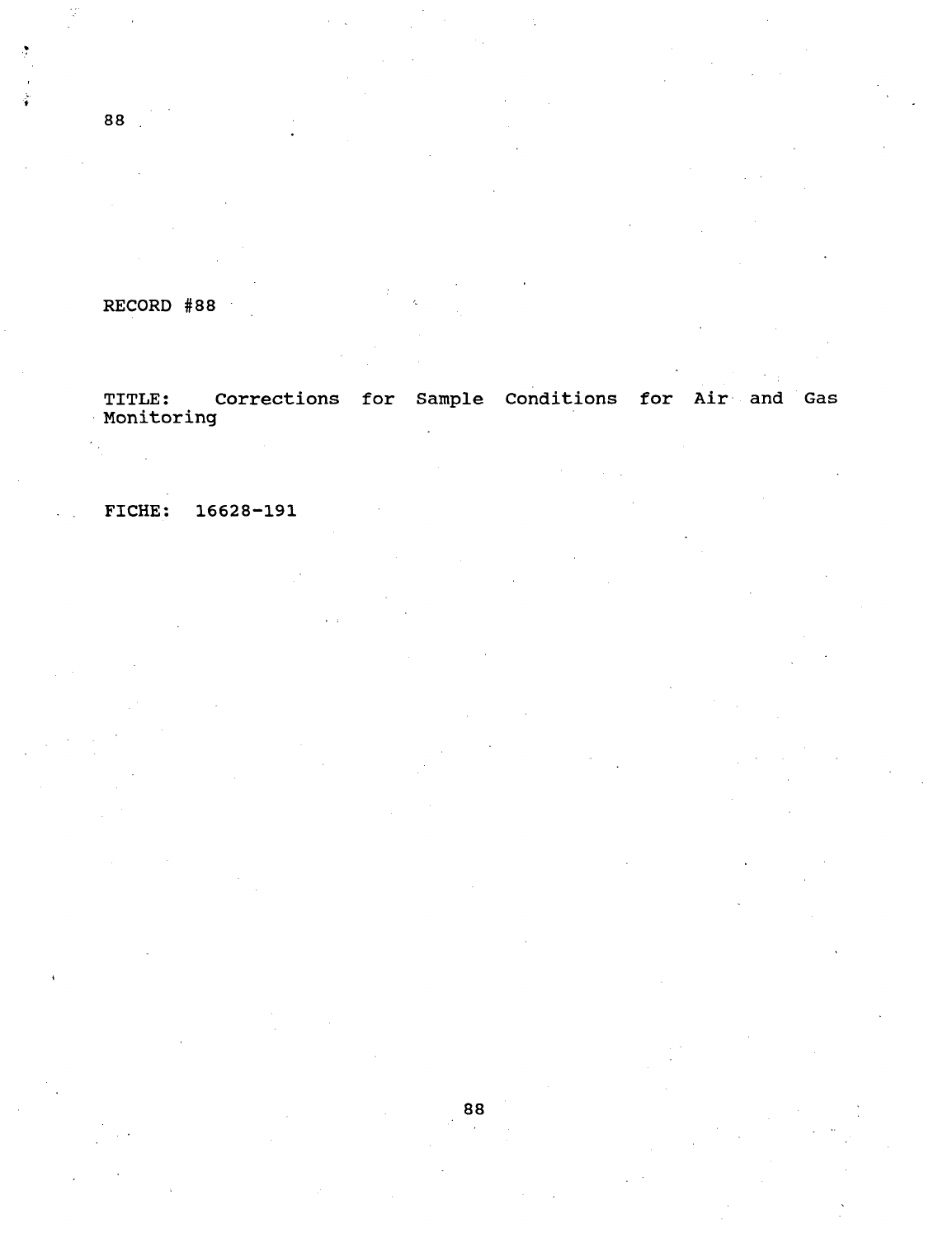RECORD #88

TITLE: Corrections for Sample Conditions for Air and Gas Monitoring

FICHE: 16628-191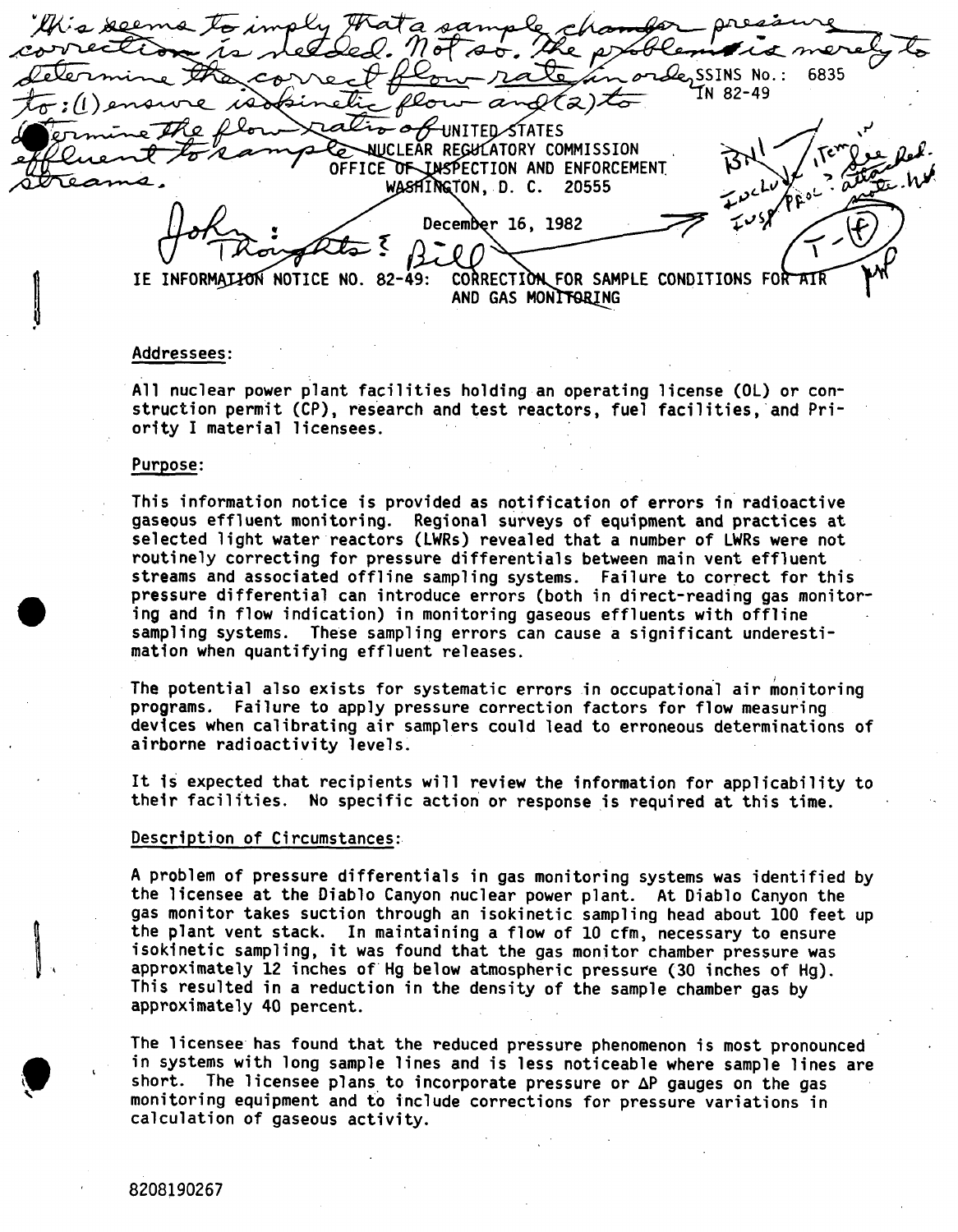This seems to imply that a sample chamber pressure correction is needed. Not so. The problem is merely to determine the correct flow rate in order to: (1) ensure isokinetic flow and (2) to determine the flow ratio of effluent to sample streams.

SSINS No.: 6835
IN 82-49

UNITED STATES
NUCLEAR REGULATORY COMMISSION
OFFICE OF INSPECTION AND ENFORCEMENT
WASHINGTON, D. C. 20555

December 16, 1982

John: Thoughts? Bill

IE INFORMATION NOTICE NO. 82-49: CORRECTION FOR SAMPLE CONDITIONS FOR AIR AND GAS MONITORING

Addressees:

All nuclear power plant facilities holding an operating license (OL) or construction permit (CP), research and test reactors, fuel facilities, and Priority I material licensees.

Purpose:

This information notice is provided as notification of errors in radioactive gaseous effluent monitoring. Regional surveys of equipment and practices at selected light water reactors (LWRs) revealed that a number of LWRs were not routinely correcting for pressure differentials between main vent effluent streams and associated offline sampling systems. Failure to correct for this pressure differential can introduce errors (both in direct-reading gas monitoring and in flow indication) in monitoring gaseous effluents with offline sampling systems. These sampling errors can cause a significant underestimation when quantifying effluent releases.

The potential also exists for systematic errors in occupational air monitoring programs. Failure to apply pressure correction factors for flow measuring devices when calibrating air samplers could lead to erroneous determinations of airborne radioactivity levels.

It is expected that recipients will review the information for applicability to their facilities. No specific action or response is required at this time.

Description of Circumstances:

A problem of pressure differentials in gas monitoring systems was identified by the licensee at the Diablo Canyon nuclear power plant. At Diablo Canyon the gas monitor takes suction through an isokinetic sampling head about 100 feet up the plant vent stack. In maintaining a flow of 10 cfm, necessary to ensure isokinetic sampling, it was found that the gas monitor chamber pressure was approximately 12 inches of Hg below atmospheric pressure (30 inches of Hg). This resulted in a reduction in the density of the sample chamber gas by approximately 40 percent.

The licensee has found that the reduced pressure phenomenon is most pronounced in systems with long sample lines and is less noticeable where sample lines are short. The licensee plans to incorporate pressure or $\Delta P$ gauges on the gas monitoring equipment and to include corrections for pressure variations in calculation of gaseous activity.

8208190267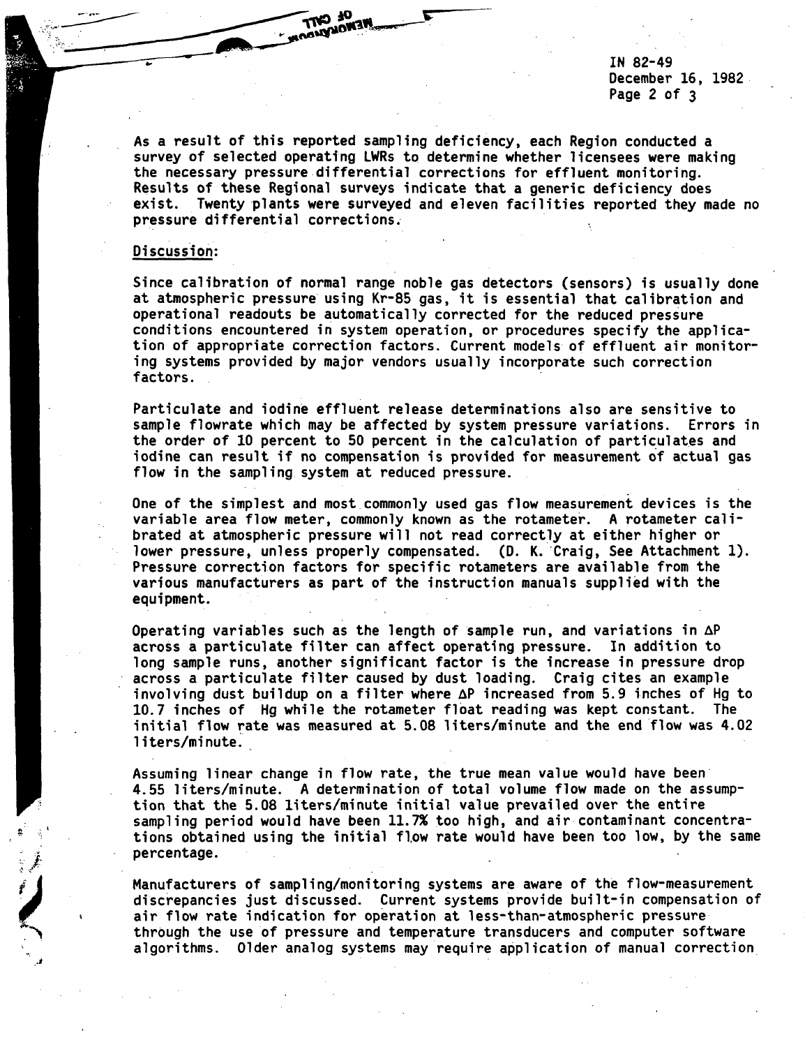As a result of this reported sampling deficiency, each Region conducted a survey of selected operating LWRs to determine whether licensees were making the necessary pressure differential corrections for effluent monitoring. Results of these Regional surveys indicate that a generic deficiency does exist. Twenty plants were surveyed and eleven facilities reported they made no pressure differential corrections.

## Discussion:

Since calibration of normal range noble gas detectors (sensors) is usually done at atmospheric pressure using Kr-85 gas, it is essential that calibration and operational readouts be automatically corrected for the reduced pressure conditions encountered in system operation, or procedures specify the application of appropriate correction factors. Current models of effluent air monitoring systems provided by major vendors usually incorporate such correction factors.

Particulate and iodine effluent release determinations also are sensitive to sample flowrate which may be affected by system pressure variations. Errors in the order of 10 percent to 50 percent in the calculation of particulates and iodine can result if no compensation is provided for measurement of actual gas flow in the sampling system at reduced pressure.

One of the simplest and most commonly used gas flow measurement devices is the variable area flow meter, commonly known as the rotameter. A rotameter calibrated at atmospheric pressure will not read correctly at either higher or lower pressure, unless properly compensated. (D. K. Craig, See Attachment 1). Pressure correction factors for specific rotameters are available from the various manufacturers as part of the instruction manuals supplied with the equipment.

Operating variables such as the length of sample run, and variations in $\Delta P$ across a particulate filter can affect operating pressure. In addition to long sample runs, another significant factor is the increase in pressure drop across a particulate filter caused by dust loading. Craig cites an example involving dust buildup on a filter where $\Delta P$ increased from 5.9 inches of Hg to 10.7 inches of Hg while the rotameter float reading was kept constant. The initial flow rate was measured at 5.08 liters/minute and the end flow was 4.02 liters/minute.

Assuming linear change in flow rate, the true mean value would have been 4.55 liters/minute. A determination of total volume flow made on the assumption that the 5.08 liters/minute initial value prevailed over the entire sampling period would have been 11.7% too high, and air contaminant concentrations obtained using the initial flow rate would have been too low, by the same percentage.

Manufacturers of sampling/monitoring systems are aware of the flow-measurement discrepancies just discussed. Current systems provide built-in compensation of air flow rate indication for operation at less-than-atmospheric pressure through the use of pressure and temperature transducers and computer software algorithms. Older analog systems may require application of manual correction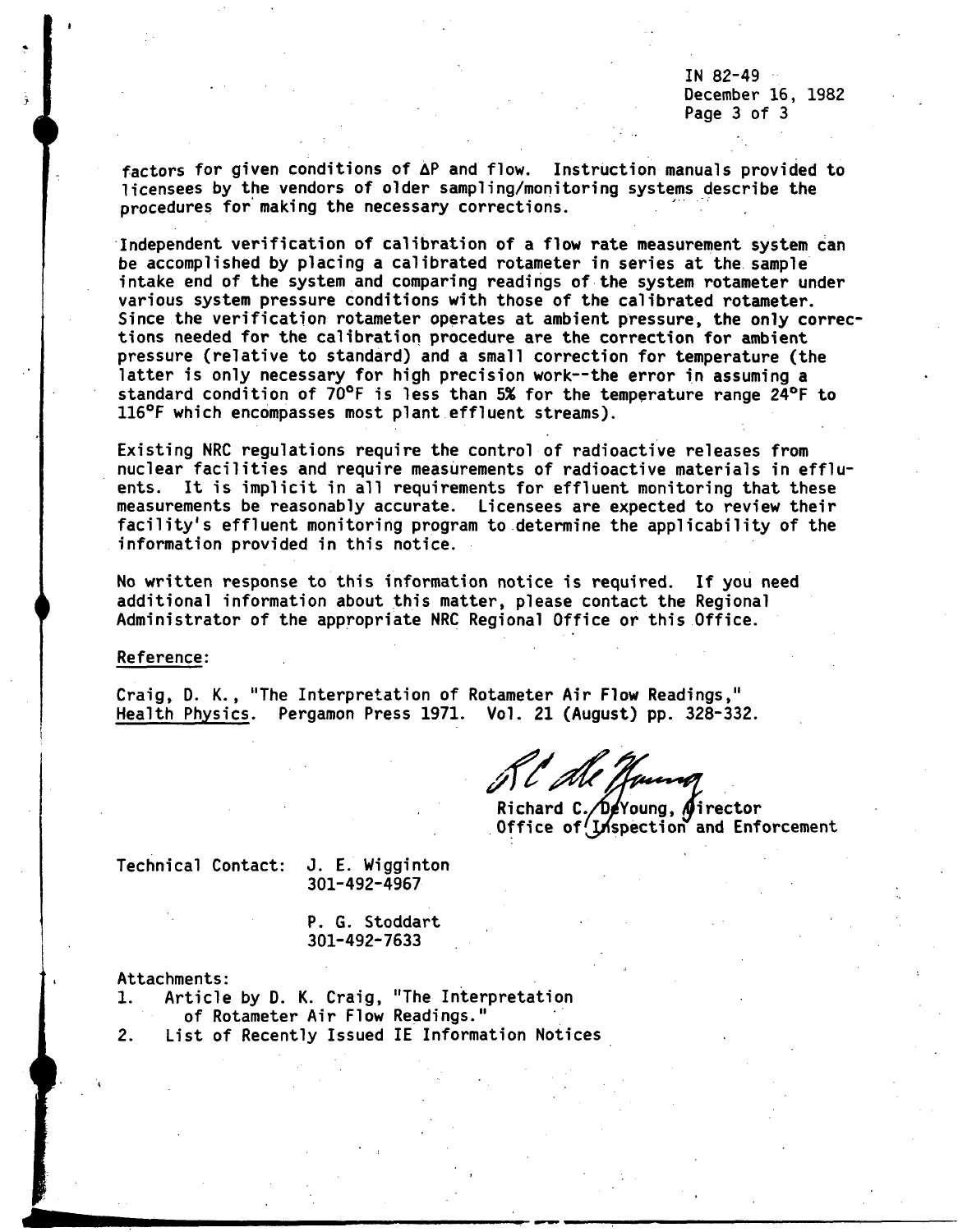factors for given conditions of $\Delta P$ and flow. Instruction manuals provided to licensees by the vendors of older sampling/monitoring systems describe the procedures for making the necessary corrections.

Independent verification of calibration of a flow rate measurement system can be accomplished by placing a calibrated rotameter in series at the sample intake end of the system and comparing readings of the system rotameter under various system pressure conditions with those of the calibrated rotameter. Since the verification rotameter operates at ambient pressure, the only corrections needed for the calibration procedure are the correction for ambient pressure (relative to standard) and a small correction for temperature (the latter is only necessary for high precision work--the error in assuming a standard condition of 70°F is less than 5% for the temperature range 24°F to 116°F which encompasses most plant effluent streams).

Existing NRC regulations require the control of radioactive releases from nuclear facilities and require measurements of radioactive materials in effluents. It is implicit in all requirements for effluent monitoring that these measurements be reasonably accurate. Licensees are expected to review their facility's effluent monitoring program to determine the applicability of the information provided in this notice.

No written response to this information notice is required. If you need additional information about this matter, please contact the Regional Administrator of the appropriate NRC Regional Office or this Office.

Reference:

Craig, D. K., "The Interpretation of Rotameter Air Flow Readings," Health Physics. Pergamon Press 1971. Vol. 21 (August) pp. 328-332.

Richard C. DeYoung, Director
Office of Inspection and Enforcement

Technical Contact: J. E. Wigginton
301-492-4967

P. G. Stoddart
301-492-7633

Attachments:
1. Article by D. K. Craig, "The Interpretation of Rotameter Air Flow Readings."
2. List of Recently Issued IE Information Notices